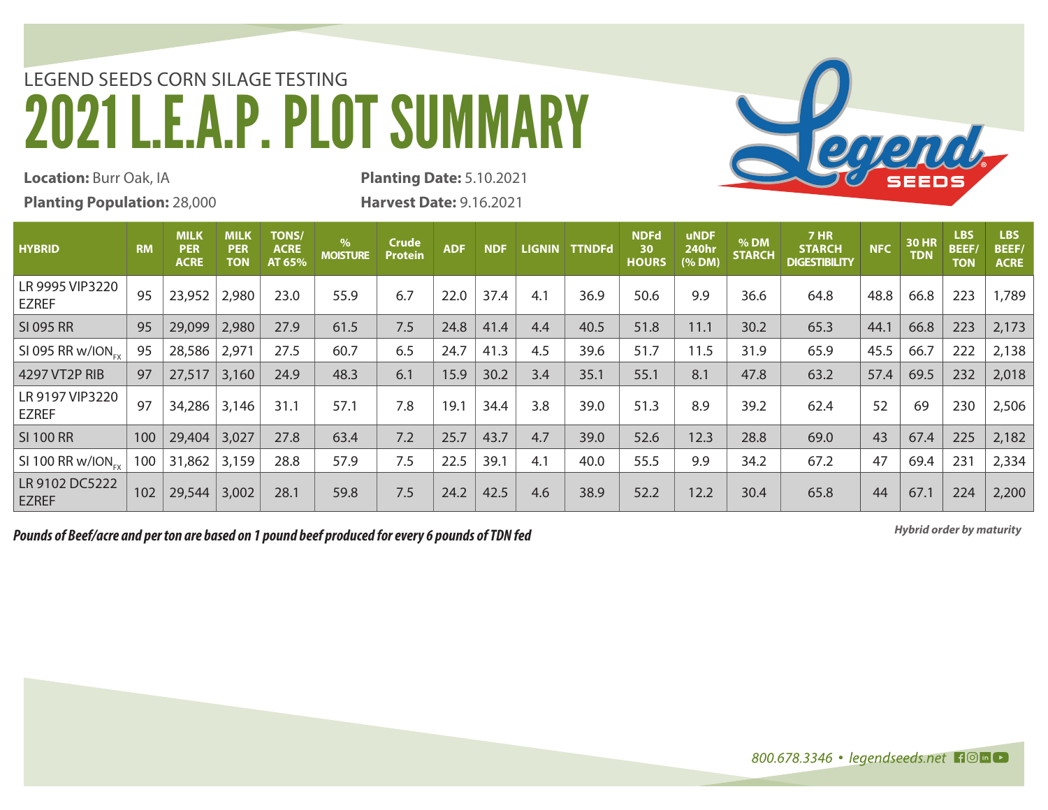LEGEND SEEDS CORN SILAGE TESTING

# 2021 L.E.A.P. PLOT SUMMARY

**Location:** Burr Oak, IA

**Planting Population:** 28,000

**Planting Date:** 5.10.2021

**Harvest Date:** 9.16.2021

| HYBRID | RM | MILK PER ACRE | MILK PER TON | TONS/ ACRE AT 65% | % MOISTURE | Crude Protein | ADF | NDF | LIGNIN | TTNDFd | NDFd 30 HOURS | uNDF 240hr (% DM) | % DM STARCH | 7 HR STARCH DIGESTIBILITY | NFC | 30 HR TDN | LBS BEEF/ TON | LBS BEEF/ ACRE |
|---|---|---|---|---|---|---|---|---|---|---|---|---|---|---|---|---|---|---|
| LR 9995 VIP3220 EZREF | 95 | 23,952 | 2,980 | 23.0 | 55.9 | 6.7 | 22.0 | 37.4 | 4.1 | 36.9 | 50.6 | 9.9 | 36.6 | 64.8 | 48.8 | 66.8 | 223 | 1,789 |
| SI 095 RR | 95 | 29,099 | 2,980 | 27.9 | 61.5 | 7.5 | 24.8 | 41.4 | 4.4 | 40.5 | 51.8 | 11.1 | 30.2 | 65.3 | 44.1 | 66.8 | 223 | 2,173 |
| SI 095 RR w/ION$_{FX}$ | 95 | 28,586 | 2,971 | 27.5 | 60.7 | 6.5 | 24.7 | 41.3 | 4.5 | 39.6 | 51.7 | 11.5 | 31.9 | 65.9 | 45.5 | 66.7 | 222 | 2,138 |
| 4297 VT2P RIB | 97 | 27,517 | 3,160 | 24.9 | 48.3 | 6.1 | 15.9 | 30.2 | 3.4 | 35.1 | 55.1 | 8.1 | 47.8 | 63.2 | 57.4 | 69.5 | 232 | 2,018 |
| LR 9197 VIP3220 EZREF | 97 | 34,286 | 3,146 | 31.1 | 57.1 | 7.8 | 19.1 | 34.4 | 3.8 | 39.0 | 51.3 | 8.9 | 39.2 | 62.4 | 52 | 69 | 230 | 2,506 |
| SI 100 RR | 100 | 29,404 | 3,027 | 27.8 | 63.4 | 7.2 | 25.7 | 43.7 | 4.7 | 39.0 | 52.6 | 12.3 | 28.8 | 69.0 | 43 | 67.4 | 225 | 2,182 |
| SI 100 RR w/ION$_{FX}$ | 100 | 31,862 | 3,159 | 28.8 | 57.9 | 7.5 | 22.5 | 39.1 | 4.1 | 40.0 | 55.5 | 9.9 | 34.2 | 67.2 | 47 | 69.4 | 231 | 2,334 |
| LR 9102 DC5222 EZREF | 102 | 29,544 | 3,002 | 28.1 | 59.8 | 7.5 | 24.2 | 42.5 | 4.6 | 38.9 | 52.2 | 12.2 | 30.4 | 65.8 | 44 | 67.1 | 224 | 2,200 |

***Pounds of Beef/acre and per ton are based on 1 pound beef produced for every 6 pounds of TDN fed***

***Hybrid order by maturity***

*800.678.3346 • legendseeds.net*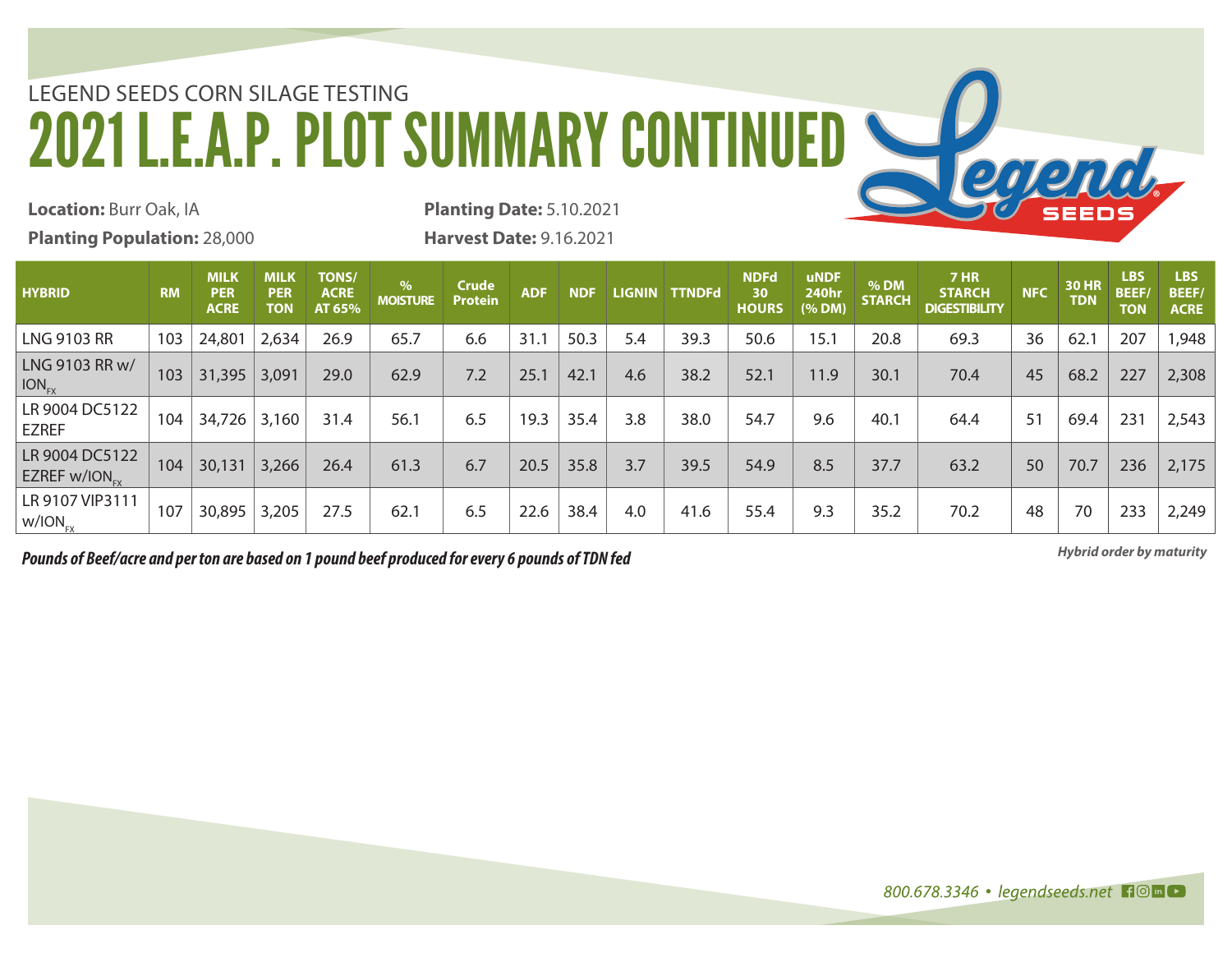LEGEND SEEDS CORN SILAGE TESTING

# 2021 L.E.A.P. PLOT SUMMARY CONTINUED

**Location:** Burr Oak, IA

**Planting Population:** 28,000

**Planting Date:** 5.10.2021

**Harvest Date:** 9.16.2021

| HYBRID | RM | MILK PER ACRE | MILK PER TON | TONS/ ACRE AT 65% | % MOISTURE | Crude Protein | ADF | NDF | LIGNIN | TTNDFd | NDFd 30 HOURS | uNDF 240hr (% DM) | % DM STARCH | 7 HR STARCH DIGESTIBILITY | NFC | 30 HR TDN | LBS BEEF/ TON | LBS BEEF/ ACRE |
|---|---|---|---|---|---|---|---|---|---|---|---|---|---|---|---|---|---|---|
| LNG 9103 RR | 103 | 24,801 | 2,634 | 26.9 | 65.7 | 6.6 | 31.1 | 50.3 | 5.4 | 39.3 | 50.6 | 15.1 | 20.8 | 69.3 | 36 | 62.1 | 207 | 1,948 |
| LNG 9103 RR w/ $ION_{FX}$ | 103 | 31,395 | 3,091 | 29.0 | 62.9 | 7.2 | 25.1 | 42.1 | 4.6 | 38.2 | 52.1 | 11.9 | 30.1 | 70.4 | 45 | 68.2 | 227 | 2,308 |
| LR 9004 DC5122 EZREF | 104 | 34,726 | 3,160 | 31.4 | 56.1 | 6.5 | 19.3 | 35.4 | 3.8 | 38.0 | 54.7 | 9.6 | 40.1 | 64.4 | 51 | 69.4 | 231 | 2,543 |
| LR 9004 DC5122 EZREF w/$ION_{FX}$ | 104 | 30,131 | 3,266 | 26.4 | 61.3 | 6.7 | 20.5 | 35.8 | 3.7 | 39.5 | 54.9 | 8.5 | 37.7 | 63.2 | 50 | 70.7 | 236 | 2,175 |
| LR 9107 VIP3111 w/$ION_{FX}$ | 107 | 30,895 | 3,205 | 27.5 | 62.1 | 6.5 | 22.6 | 38.4 | 4.0 | 41.6 | 55.4 | 9.3 | 35.2 | 70.2 | 48 | 70 | 233 | 2,249 |

***Pounds of Beef/acre and per ton are based on 1 pound beef produced for every 6 pounds of TDN fed***

***Hybrid order by maturity***

*800.678.3346 • legendseeds.net*